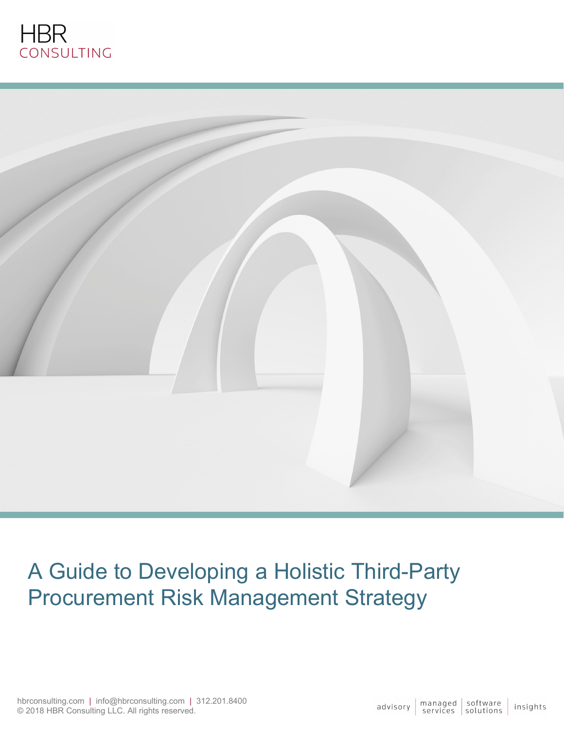HBR
CONSULTING

# A Guide to Developing a Holistic Third-Party Procurement Risk Management Strategy

hbrconsulting.com | info@hbrconsulting.com | 312.201.8400
© 2018 HBR Consulting LLC. All rights reserved.

advisory | managed services | software solutions | insights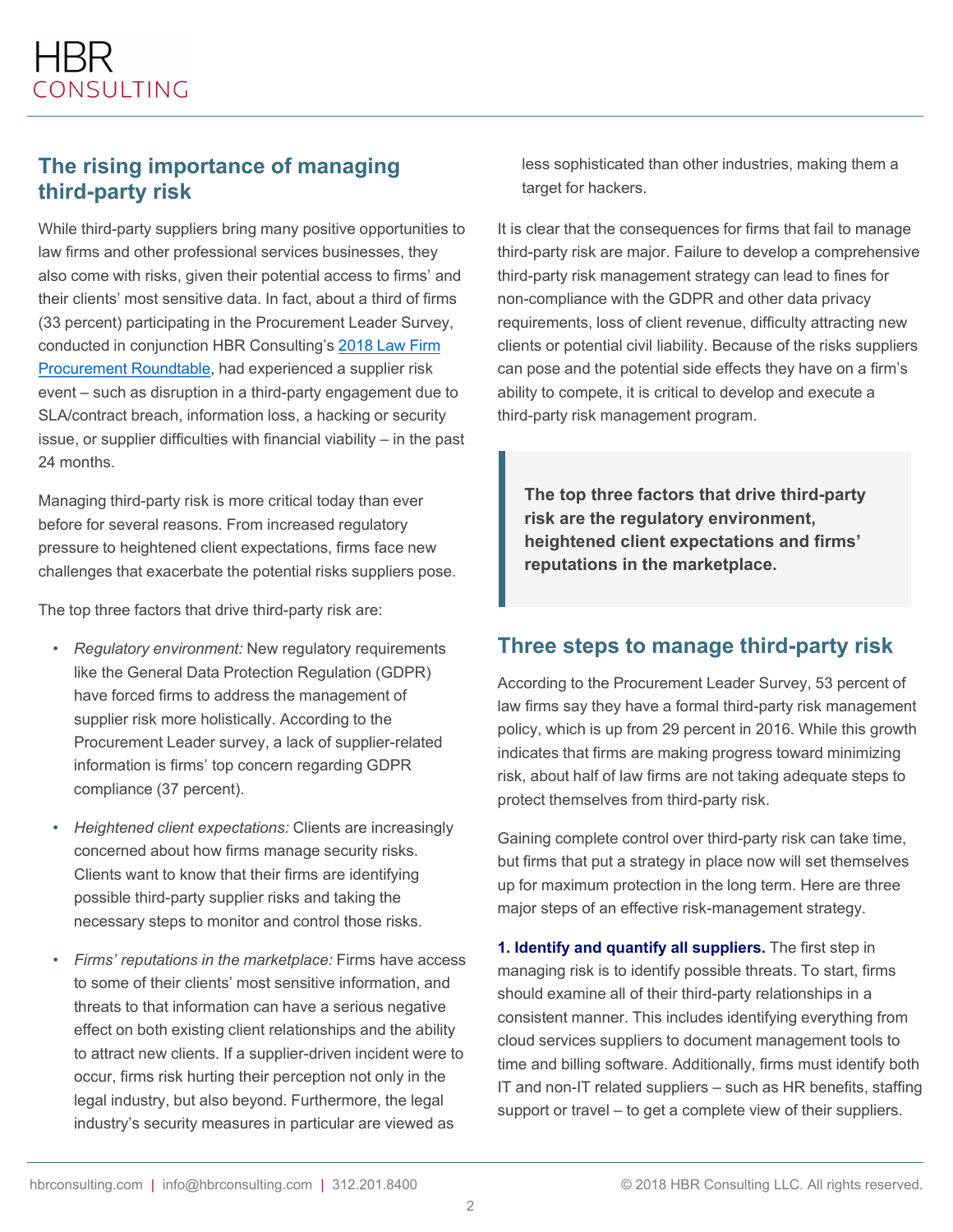## The rising importance of managing third-party risk

While third-party suppliers bring many positive opportunities to law firms and other professional services businesses, they also come with risks, given their potential access to firms' and their clients' most sensitive data. In fact, about a third of firms (33 percent) participating in the Procurement Leader Survey, conducted in conjunction HBR Consulting's [2018 Law Firm Procurement Roundtable](), had experienced a supplier risk event – such as disruption in a third-party engagement due to SLA/contract breach, information loss, a hacking or security issue, or supplier difficulties with financial viability – in the past 24 months.

Managing third-party risk is more critical today than ever before for several reasons. From increased regulatory pressure to heightened client expectations, firms face new challenges that exacerbate the potential risks suppliers pose.

The top three factors that drive third-party risk are:

- *Regulatory environment:* New regulatory requirements like the General Data Protection Regulation (GDPR) have forced firms to address the management of supplier risk more holistically. According to the Procurement Leader survey, a lack of supplier-related information is firms' top concern regarding GDPR compliance (37 percent).
- *Heightened client expectations:* Clients are increasingly concerned about how firms manage security risks. Clients want to know that their firms are identifying possible third-party supplier risks and taking the necessary steps to monitor and control those risks.
- *Firms' reputations in the marketplace:* Firms have access to some of their clients' most sensitive information, and threats to that information can have a serious negative effect on both existing client relationships and the ability to attract new clients. If a supplier-driven incident were to occur, firms risk hurting their perception not only in the legal industry, but also beyond. Furthermore, the legal industry's security measures in particular are viewed as less sophisticated than other industries, making them a target for hackers.

It is clear that the consequences for firms that fail to manage third-party risk are major. Failure to develop a comprehensive third-party risk management strategy can lead to fines for non-compliance with the GDPR and other data privacy requirements, loss of client revenue, difficulty attracting new clients or potential civil liability. Because of the risks suppliers can pose and the potential side effects they have on a firm's ability to compete, it is critical to develop and execute a third-party risk management program.

> **The top three factors that drive third-party risk are the regulatory environment, heightened client expectations and firms' reputations in the marketplace.**

## Three steps to manage third-party risk

According to the Procurement Leader Survey, 53 percent of law firms say they have a formal third-party risk management policy, which is up from 29 percent in 2016. While this growth indicates that firms are making progress toward minimizing risk, about half of law firms are not taking adequate steps to protect themselves from third-party risk.

Gaining complete control over third-party risk can take time, but firms that put a strategy in place now will set themselves up for maximum protection in the long term. Here are three major steps of an effective risk-management strategy.

**1. Identify and quantify all suppliers.** The first step in managing risk is to identify possible threats. To start, firms should examine all of their third-party relationships in a consistent manner. This includes identifying everything from cloud services suppliers to document management tools to time and billing software. Additionally, firms must identify both IT and non-IT related suppliers – such as HR benefits, staffing support or travel – to get a complete view of their suppliers.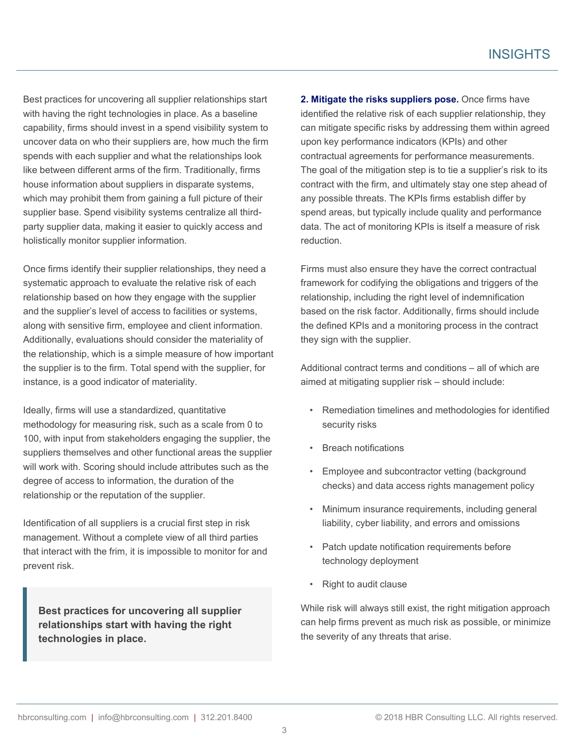Best practices for uncovering all supplier relationships start with having the right technologies in place. As a baseline capability, firms should invest in a spend visibility system to uncover data on who their suppliers are, how much the firm spends with each supplier and what the relationships look like between different arms of the firm. Traditionally, firms house information about suppliers in disparate systems, which may prohibit them from gaining a full picture of their supplier base. Spend visibility systems centralize all third-party supplier data, making it easier to quickly access and holistically monitor supplier information.

Once firms identify their supplier relationships, they need a systematic approach to evaluate the relative risk of each relationship based on how they engage with the supplier and the supplier's level of access to facilities or systems, along with sensitive firm, employee and client information. Additionally, evaluations should consider the materiality of the relationship, which is a simple measure of how important the supplier is to the firm. Total spend with the supplier, for instance, is a good indicator of materiality.

Ideally, firms will use a standardized, quantitative methodology for measuring risk, such as a scale from 0 to 100, with input from stakeholders engaging the supplier, the suppliers themselves and other functional areas the supplier will work with. Scoring should include attributes such as the degree of access to information, the duration of the relationship or the reputation of the supplier.

Identification of all suppliers is a crucial first step in risk management. Without a complete view of all third parties that interact with the frim, it is impossible to monitor for and prevent risk.

> **Best practices for uncovering all supplier relationships start with having the right technologies in place.**

**2. Mitigate the risks suppliers pose.** Once firms have identified the relative risk of each supplier relationship, they can mitigate specific risks by addressing them within agreed upon key performance indicators (KPIs) and other contractual agreements for performance measurements. The goal of the mitigation step is to tie a supplier's risk to its contract with the firm, and ultimately stay one step ahead of any possible threats. The KPIs firms establish differ by spend areas, but typically include quality and performance data. The act of monitoring KPIs is itself a measure of risk reduction.

Firms must also ensure they have the correct contractual framework for codifying the obligations and triggers of the relationship, including the right level of indemnification based on the risk factor. Additionally, firms should include the defined KPIs and a monitoring process in the contract they sign with the supplier.

Additional contract terms and conditions – all of which are aimed at mitigating supplier risk – should include:

- Remediation timelines and methodologies for identified security risks
- Breach notifications
- Employee and subcontractor vetting (background checks) and data access rights management policy
- Minimum insurance requirements, including general liability, cyber liability, and errors and omissions
- Patch update notification requirements before technology deployment
- Right to audit clause

While risk will always still exist, the right mitigation approach can help firms prevent as much risk as possible, or minimize the severity of any threats that arise.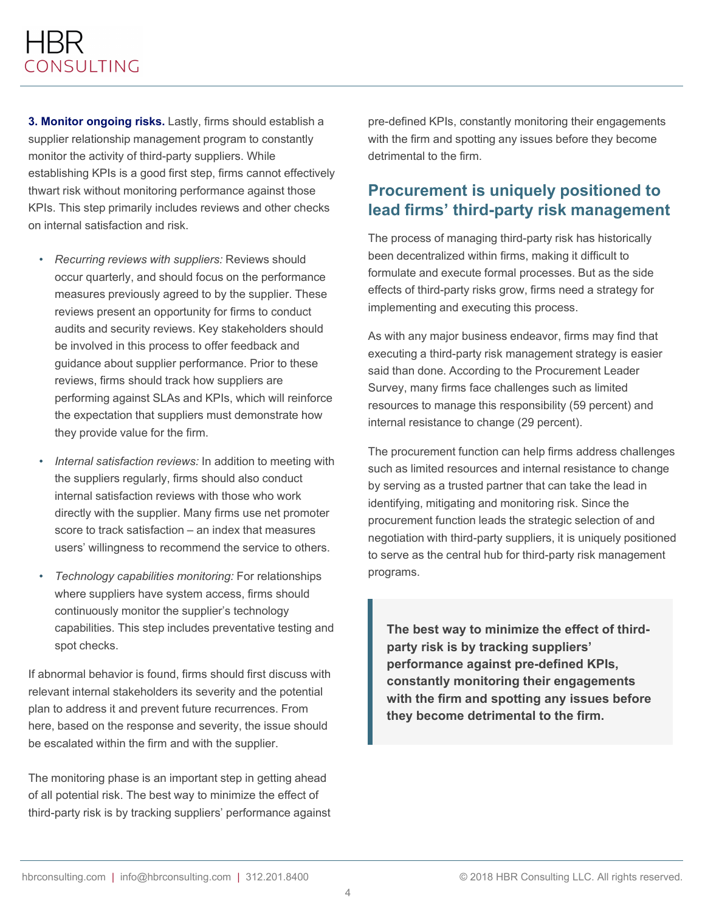**3. Monitor ongoing risks.** Lastly, firms should establish a supplier relationship management program to constantly monitor the activity of third-party suppliers. While establishing KPIs is a good first step, firms cannot effectively thwart risk without monitoring performance against those KPIs. This step primarily includes reviews and other checks on internal satisfaction and risk.

- *Recurring reviews with suppliers:* Reviews should occur quarterly, and should focus on the performance measures previously agreed to by the supplier. These reviews present an opportunity for firms to conduct audits and security reviews. Key stakeholders should be involved in this process to offer feedback and guidance about supplier performance. Prior to these reviews, firms should track how suppliers are performing against SLAs and KPIs, which will reinforce the expectation that suppliers must demonstrate how they provide value for the firm.
- *Internal satisfaction reviews:* In addition to meeting with the suppliers regularly, firms should also conduct internal satisfaction reviews with those who work directly with the supplier. Many firms use net promoter score to track satisfaction – an index that measures users' willingness to recommend the service to others.
- *Technology capabilities monitoring:* For relationships where suppliers have system access, firms should continuously monitor the supplier's technology capabilities. This step includes preventative testing and spot checks.

If abnormal behavior is found, firms should first discuss with relevant internal stakeholders its severity and the potential plan to address it and prevent future recurrences. From here, based on the response and severity, the issue should be escalated within the firm and with the supplier.

The monitoring phase is an important step in getting ahead of all potential risk. The best way to minimize the effect of third-party risk is by tracking suppliers' performance against pre-defined KPIs, constantly monitoring their engagements with the firm and spotting any issues before they become detrimental to the firm.

## Procurement is uniquely positioned to lead firms' third-party risk management

The process of managing third-party risk has historically been decentralized within firms, making it difficult to formulate and execute formal processes. But as the side effects of third-party risks grow, firms need a strategy for implementing and executing this process.

As with any major business endeavor, firms may find that executing a third-party risk management strategy is easier said than done. According to the Procurement Leader Survey, many firms face challenges such as limited resources to manage this responsibility (59 percent) and internal resistance to change (29 percent).

The procurement function can help firms address challenges such as limited resources and internal resistance to change by serving as a trusted partner that can take the lead in identifying, mitigating and monitoring risk. Since the procurement function leads the strategic selection of and negotiation with third-party suppliers, it is uniquely positioned to serve as the central hub for third-party risk management programs.

> **The best way to minimize the effect of third-party risk is by tracking suppliers' performance against pre-defined KPIs, constantly monitoring their engagements with the firm and spotting any issues before they become detrimental to the firm.**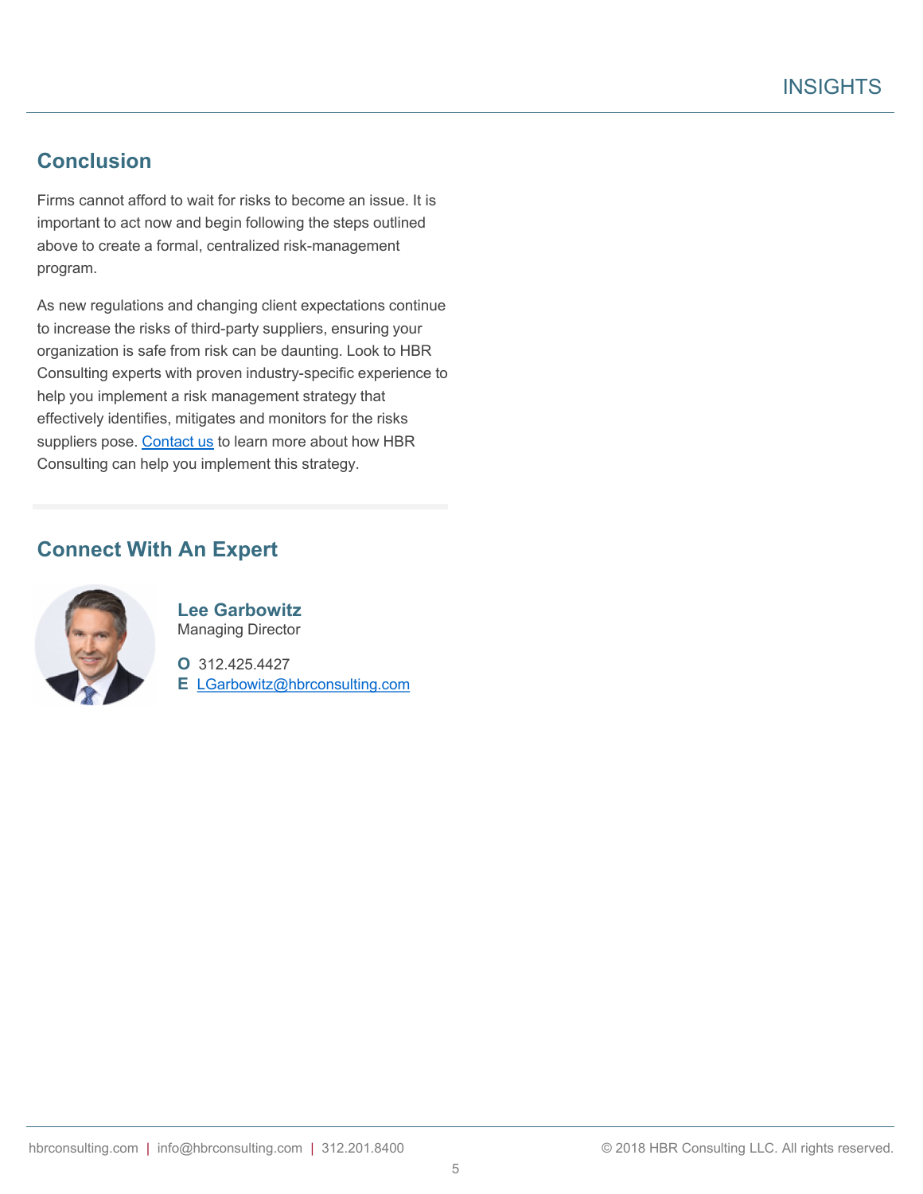## Conclusion

Firms cannot afford to wait for risks to become an issue. It is important to act now and begin following the steps outlined above to create a formal, centralized risk-management program.

As new regulations and changing client expectations continue to increase the risks of third-party suppliers, ensuring your organization is safe from risk can be daunting. Look to HBR Consulting experts with proven industry-specific experience to help you implement a risk management strategy that effectively identifies, mitigates and monitors for the risks suppliers pose. Contact us to learn more about how HBR Consulting can help you implement this strategy.

## Connect With An Expert

**Lee Garbowitz**
Managing Director

**O** 312.425.4427
**E** LGarbowitz@hbrconsulting.com

hbrconsulting.com | info@hbrconsulting.com | 312.201.8400

© 2018 HBR Consulting LLC. All rights reserved.